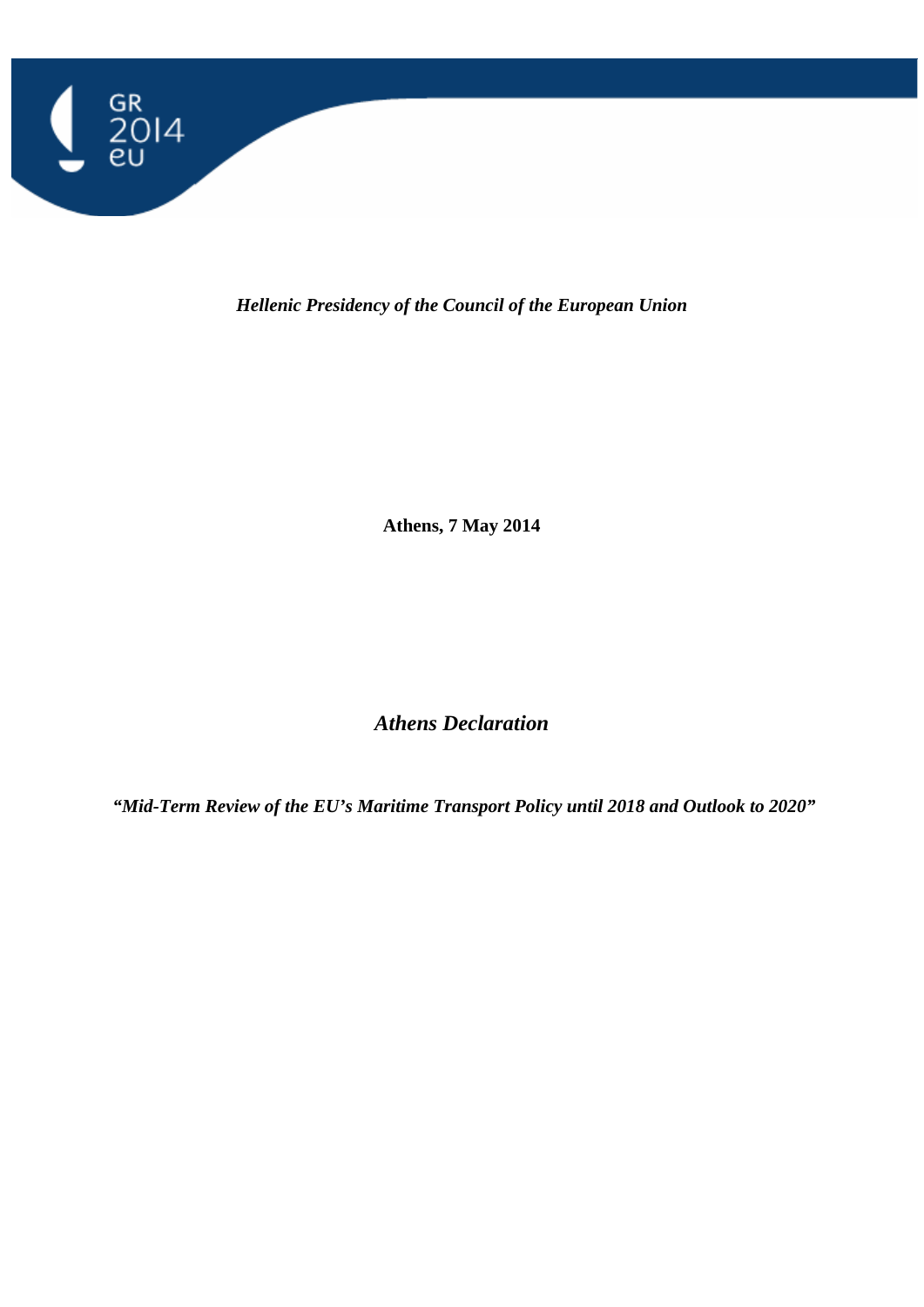GR 2014 eu

***Hellenic Presidency of the Council of the European Union***

**Athens, 7 May 2014**

# *Athens Declaration*

***"Mid-Term Review of the EU's Maritime Transport Policy until 2018 and Outlook to 2020"***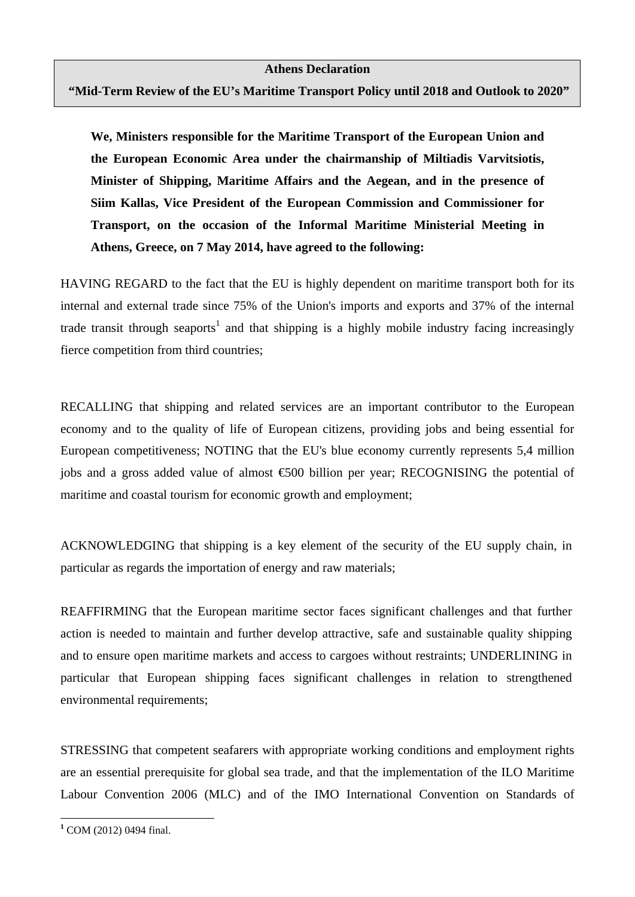**Athens Declaration**

**"Mid-Term Review of the EU's Maritime Transport Policy until 2018 and Outlook to 2020"**

**We, Ministers responsible for the Maritime Transport of the European Union and the European Economic Area under the chairmanship of Miltiadis Varvitsiotis, Minister of Shipping, Maritime Affairs and the Aegean, and in the presence of Siim Kallas, Vice President of the European Commission and Commissioner for Transport, on the occasion of the Informal Maritime Ministerial Meeting in Athens, Greece, on 7 May 2014, have agreed to the following:**

HAVING REGARD to the fact that the EU is highly dependent on maritime transport both for its internal and external trade since 75% of the Union's imports and exports and 37% of the internal trade transit through seaports[1] and that shipping is a highly mobile industry facing increasingly fierce competition from third countries;

RECALLING that shipping and related services are an important contributor to the European economy and to the quality of life of European citizens, providing jobs and being essential for European competitiveness; NOTING that the EU's blue economy currently represents 5,4 million jobs and a gross added value of almost €500 billion per year; RECOGNISING the potential of maritime and coastal tourism for economic growth and employment;

ACKNOWLEDGING that shipping is a key element of the security of the EU supply chain, in particular as regards the importation of energy and raw materials;

REAFFIRMING that the European maritime sector faces significant challenges and that further action is needed to maintain and further develop attractive, safe and sustainable quality shipping and to ensure open maritime markets and access to cargoes without restraints; UNDERLINING in particular that European shipping faces significant challenges in relation to strengthened environmental requirements;

STRESSING that competent seafarers with appropriate working conditions and employment rights are an essential prerequisite for global sea trade, and that the implementation of the ILO Maritime Labour Convention 2006 (MLC) and of the IMO International Convention on Standards of

[1] COM (2012) 0494 final.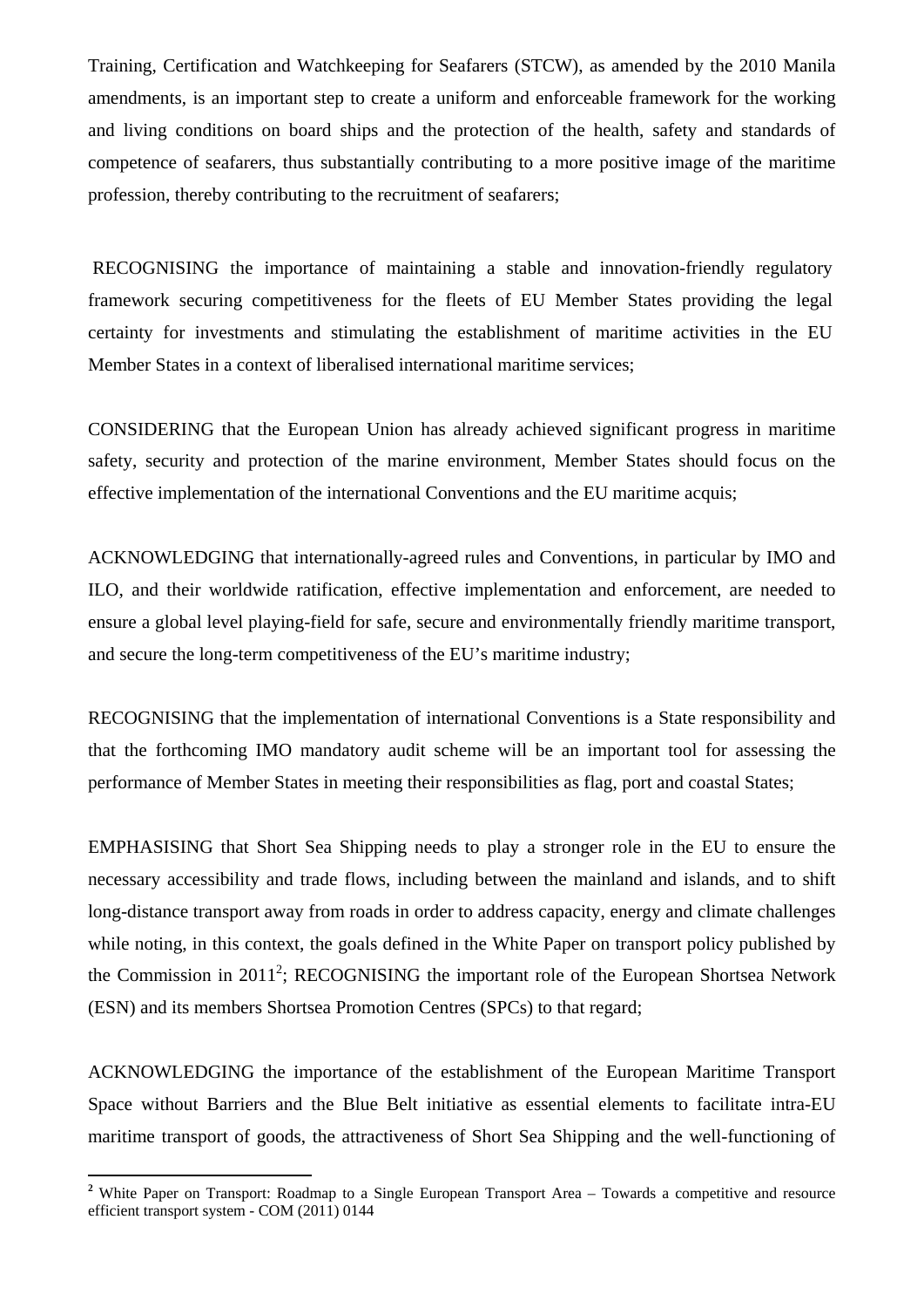Training, Certification and Watchkeeping for Seafarers (STCW), as amended by the 2010 Manila amendments, is an important step to create a uniform and enforceable framework for the working and living conditions on board ships and the protection of the health, safety and standards of competence of seafarers, thus substantially contributing to a more positive image of the maritime profession, thereby contributing to the recruitment of seafarers;

RECOGNISING the importance of maintaining a stable and innovation-friendly regulatory framework securing competitiveness for the fleets of EU Member States providing the legal certainty for investments and stimulating the establishment of maritime activities in the EU Member States in a context of liberalised international maritime services;

CONSIDERING that the European Union has already achieved significant progress in maritime safety, security and protection of the marine environment, Member States should focus on the effective implementation of the international Conventions and the EU maritime acquis;

ACKNOWLEDGING that internationally-agreed rules and Conventions, in particular by IMO and ILO, and their worldwide ratification, effective implementation and enforcement, are needed to ensure a global level playing-field for safe, secure and environmentally friendly maritime transport, and secure the long-term competitiveness of the EU's maritime industry;

RECOGNISING that the implementation of international Conventions is a State responsibility and that the forthcoming IMO mandatory audit scheme will be an important tool for assessing the performance of Member States in meeting their responsibilities as flag, port and coastal States;

EMPHASISING that Short Sea Shipping needs to play a stronger role in the EU to ensure the necessary accessibility and trade flows, including between the mainland and islands, and to shift long-distance transport away from roads in order to address capacity, energy and climate challenges while noting, in this context, the goals defined in the White Paper on transport policy published by the Commission in 2011[2]; RECOGNISING the important role of the European Shortsea Network (ESN) and its members Shortsea Promotion Centres (SPCs) to that regard;

ACKNOWLEDGING the importance of the establishment of the European Maritime Transport Space without Barriers and the Blue Belt initiative as essential elements to facilitate intra-EU maritime transport of goods, the attractiveness of Short Sea Shipping and the well-functioning of

---

[2] White Paper on Transport: Roadmap to a Single European Transport Area – Towards a competitive and resource efficient transport system - COM (2011) 0144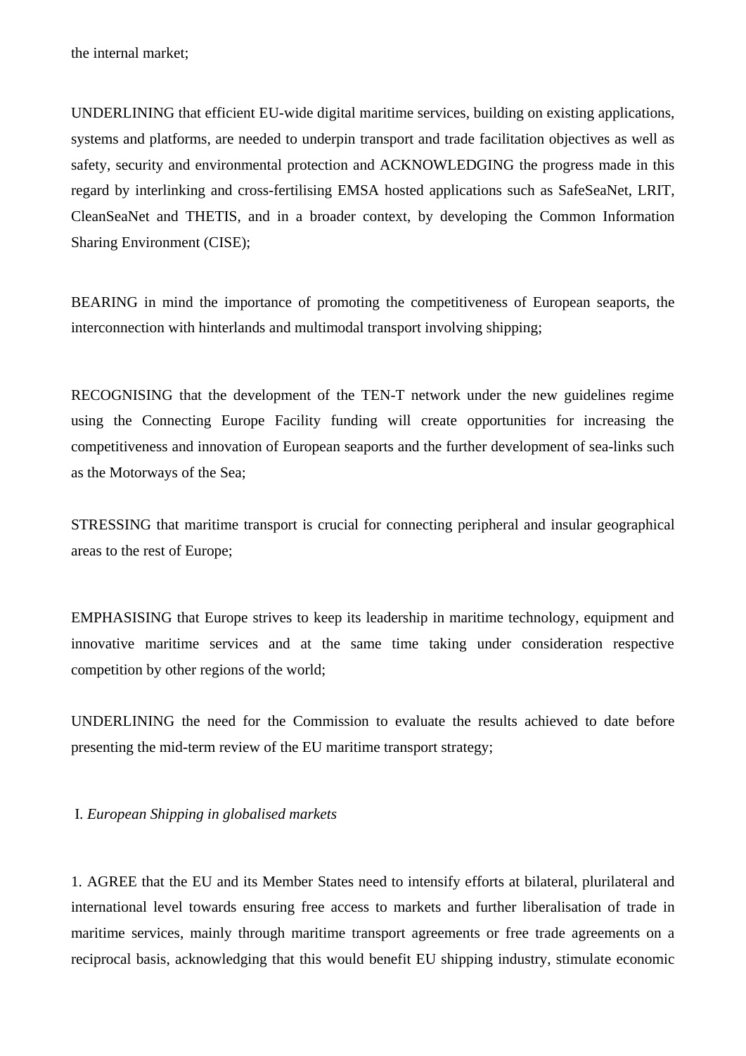the internal market;

UNDERLINING that efficient EU-wide digital maritime services, building on existing applications, systems and platforms, are needed to underpin transport and trade facilitation objectives as well as safety, security and environmental protection and ACKNOWLEDGING the progress made in this regard by interlinking and cross-fertilising EMSA hosted applications such as SafeSeaNet, LRIT, CleanSeaNet and THETIS, and in a broader context, by developing the Common Information Sharing Environment (CISE);

BEARING in mind the importance of promoting the competitiveness of European seaports, the interconnection with hinterlands and multimodal transport involving shipping;

RECOGNISING that the development of the TEN-T network under the new guidelines regime using the Connecting Europe Facility funding will create opportunities for increasing the competitiveness and innovation of European seaports and the further development of sea-links such as the Motorways of the Sea;

STRESSING that maritime transport is crucial for connecting peripheral and insular geographical areas to the rest of Europe;

EMPHASISING that Europe strives to keep its leadership in maritime technology, equipment and innovative maritime services and at the same time taking under consideration respective competition by other regions of the world;

UNDERLINING the need for the Commission to evaluate the results achieved to date before presenting the mid-term review of the EU maritime transport strategy;

I. *European Shipping in globalised markets*

1. AGREE that the EU and its Member States need to intensify efforts at bilateral, plurilateral and international level towards ensuring free access to markets and further liberalisation of trade in maritime services, mainly through maritime transport agreements or free trade agreements on a reciprocal basis, acknowledging that this would benefit EU shipping industry, stimulate economic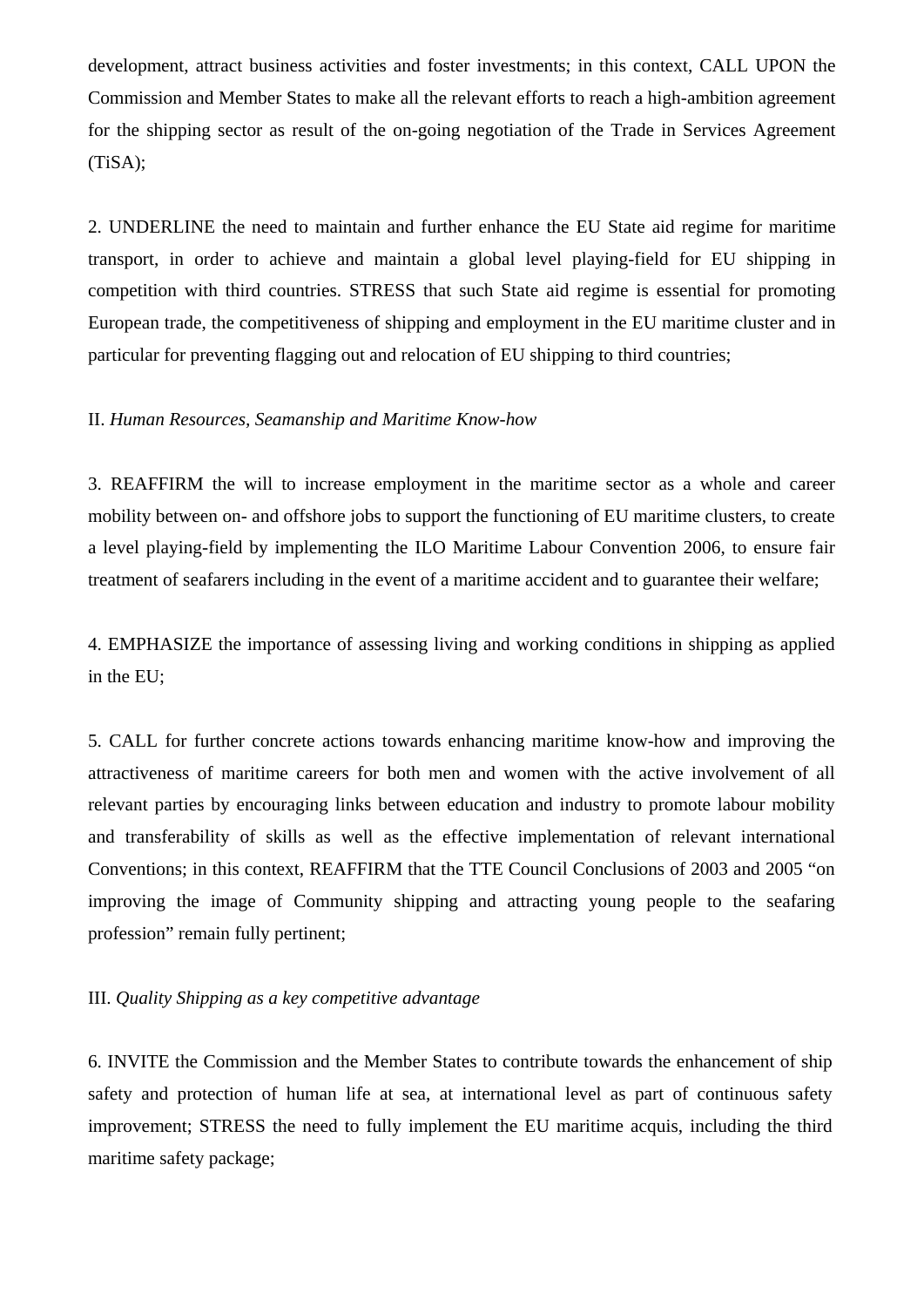development, attract business activities and foster investments; in this context, CALL UPON the Commission and Member States to make all the relevant efforts to reach a high-ambition agreement for the shipping sector as result of the on-going negotiation of the Trade in Services Agreement (TiSA);

2. UNDERLINE the need to maintain and further enhance the EU State aid regime for maritime transport, in order to achieve and maintain a global level playing-field for EU shipping in competition with third countries. STRESS that such State aid regime is essential for promoting European trade, the competitiveness of shipping and employment in the EU maritime cluster and in particular for preventing flagging out and relocation of EU shipping to third countries;

II. *Human Resources, Seamanship and Maritime Know-how*

3. REAFFIRM the will to increase employment in the maritime sector as a whole and career mobility between on- and offshore jobs to support the functioning of EU maritime clusters, to create a level playing-field by implementing the ILO Maritime Labour Convention 2006, to ensure fair treatment of seafarers including in the event of a maritime accident and to guarantee their welfare;

4. EMPHASIZE the importance of assessing living and working conditions in shipping as applied in the EU;

5. CALL for further concrete actions towards enhancing maritime know-how and improving the attractiveness of maritime careers for both men and women with the active involvement of all relevant parties by encouraging links between education and industry to promote labour mobility and transferability of skills as well as the effective implementation of relevant international Conventions; in this context, REAFFIRM that the TTE Council Conclusions of 2003 and 2005 "on improving the image of Community shipping and attracting young people to the seafaring profession" remain fully pertinent;

III. *Quality Shipping as a key competitive advantage*

6. INVITE the Commission and the Member States to contribute towards the enhancement of ship safety and protection of human life at sea, at international level as part of continuous safety improvement; STRESS the need to fully implement the EU maritime acquis, including the third maritime safety package;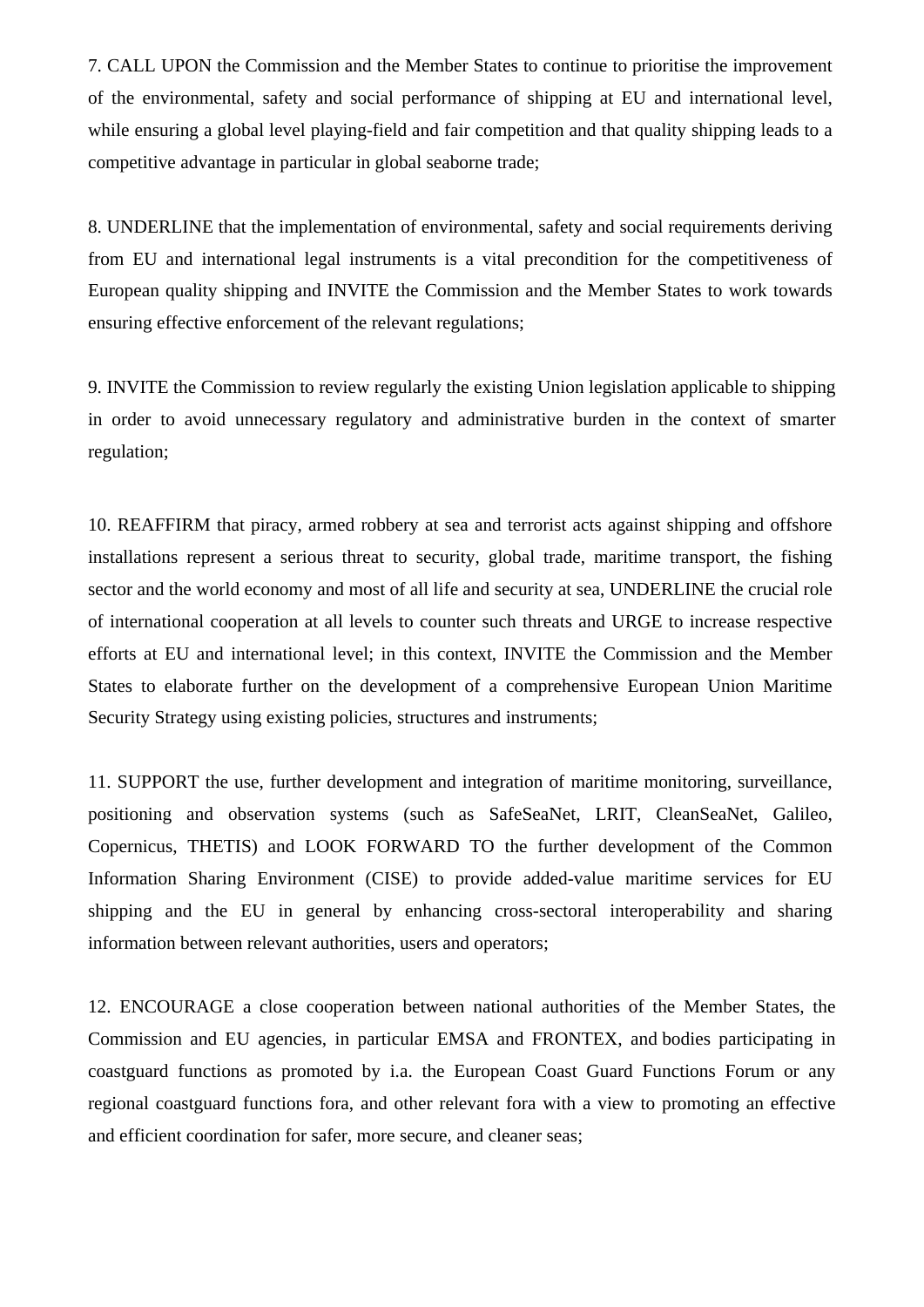7. CALL UPON the Commission and the Member States to continue to prioritise the improvement of the environmental, safety and social performance of shipping at EU and international level, while ensuring a global level playing-field and fair competition and that quality shipping leads to a competitive advantage in particular in global seaborne trade;

8. UNDERLINE that the implementation of environmental, safety and social requirements deriving from EU and international legal instruments is a vital precondition for the competitiveness of European quality shipping and INVITE the Commission and the Member States to work towards ensuring effective enforcement of the relevant regulations;

9. INVITE the Commission to review regularly the existing Union legislation applicable to shipping in order to avoid unnecessary regulatory and administrative burden in the context of smarter regulation;

10. REAFFIRM that piracy, armed robbery at sea and terrorist acts against shipping and offshore installations represent a serious threat to security, global trade, maritime transport, the fishing sector and the world economy and most of all life and security at sea, UNDERLINE the crucial role of international cooperation at all levels to counter such threats and URGE to increase respective efforts at EU and international level; in this context, INVITE the Commission and the Member States to elaborate further on the development of a comprehensive European Union Maritime Security Strategy using existing policies, structures and instruments;

11. SUPPORT the use, further development and integration of maritime monitoring, surveillance, positioning and observation systems (such as SafeSeaNet, LRIT, CleanSeaNet, Galileo, Copernicus, THETIS) and LOOK FORWARD TO the further development of the Common Information Sharing Environment (CISE) to provide added-value maritime services for EU shipping and the EU in general by enhancing cross-sectoral interoperability and sharing information between relevant authorities, users and operators;

12. ENCOURAGE a close cooperation between national authorities of the Member States, the Commission and EU agencies, in particular EMSA and FRONTEX, and bodies participating in coastguard functions as promoted by i.a. the European Coast Guard Functions Forum or any regional coastguard functions fora, and other relevant fora with a view to promoting an effective and efficient coordination for safer, more secure, and cleaner seas;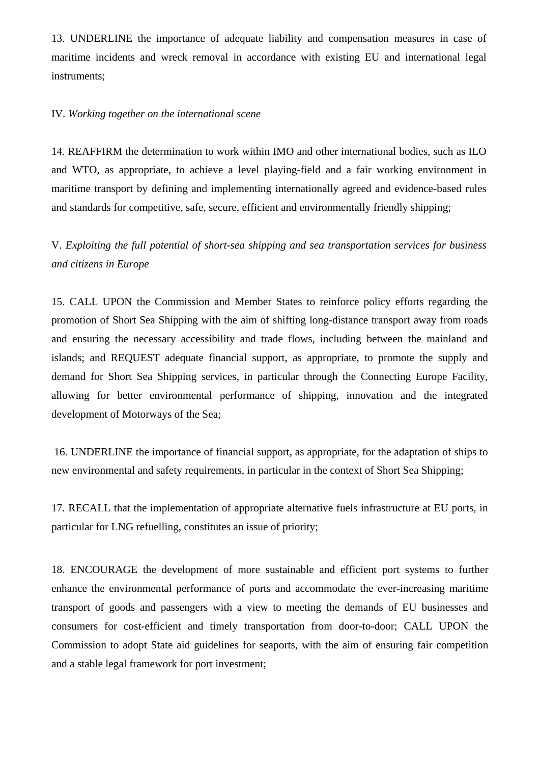13. UNDERLINE the importance of adequate liability and compensation measures in case of maritime incidents and wreck removal in accordance with existing EU and international legal instruments;

IV. *Working together on the international scene*

14. REAFFIRM the determination to work within IMO and other international bodies, such as ILO and WTO, as appropriate, to achieve a level playing-field and a fair working environment in maritime transport by defining and implementing internationally agreed and evidence-based rules and standards for competitive, safe, secure, efficient and environmentally friendly shipping;

V. *Exploiting the full potential of short-sea shipping and sea transportation services for business and citizens in Europe*

15. CALL UPON the Commission and Member States to reinforce policy efforts regarding the promotion of Short Sea Shipping with the aim of shifting long-distance transport away from roads and ensuring the necessary accessibility and trade flows, including between the mainland and islands; and REQUEST adequate financial support, as appropriate, to promote the supply and demand for Short Sea Shipping services, in particular through the Connecting Europe Facility, allowing for better environmental performance of shipping, innovation and the integrated development of Motorways of the Sea;

16. UNDERLINE the importance of financial support, as appropriate, for the adaptation of ships to new environmental and safety requirements, in particular in the context of Short Sea Shipping;

17. RECALL that the implementation of appropriate alternative fuels infrastructure at EU ports, in particular for LNG refuelling, constitutes an issue of priority;

18. ENCOURAGE the development of more sustainable and efficient port systems to further enhance the environmental performance of ports and accommodate the ever-increasing maritime transport of goods and passengers with a view to meeting the demands of EU businesses and consumers for cost-efficient and timely transportation from door-to-door; CALL UPON the Commission to adopt State aid guidelines for seaports, with the aim of ensuring fair competition and a stable legal framework for port investment;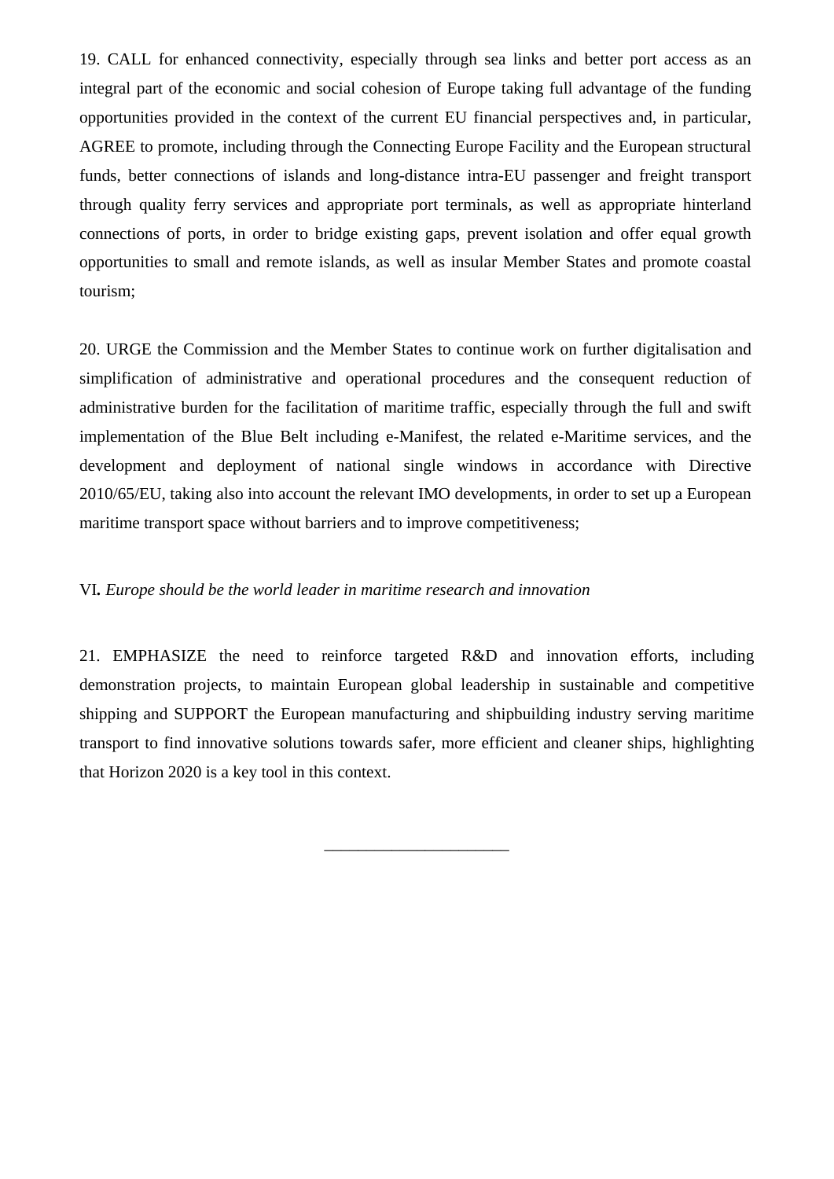19. CALL for enhanced connectivity, especially through sea links and better port access as an integral part of the economic and social cohesion of Europe taking full advantage of the funding opportunities provided in the context of the current EU financial perspectives and, in particular, AGREE to promote, including through the Connecting Europe Facility and the European structural funds, better connections of islands and long-distance intra-EU passenger and freight transport through quality ferry services and appropriate port terminals, as well as appropriate hinterland connections of ports, in order to bridge existing gaps, prevent isolation and offer equal growth opportunities to small and remote islands, as well as insular Member States and promote coastal tourism;

20. URGE the Commission and the Member States to continue work on further digitalisation and simplification of administrative and operational procedures and the consequent reduction of administrative burden for the facilitation of maritime traffic, especially through the full and swift implementation of the Blue Belt including e-Manifest, the related e-Maritime services, and the development and deployment of national single windows in accordance with Directive 2010/65/EU, taking also into account the relevant IMO developments, in order to set up a European maritime transport space without barriers and to improve competitiveness;

VI**.** *Europe should be the world leader in maritime research and innovation*

21. EMPHASIZE the need to reinforce targeted R&D and innovation efforts, including demonstration projects, to maintain European global leadership in sustainable and competitive shipping and SUPPORT the European manufacturing and shipbuilding industry serving maritime transport to find innovative solutions towards safer, more efficient and cleaner ships, highlighting that Horizon 2020 is a key tool in this context.

______________________